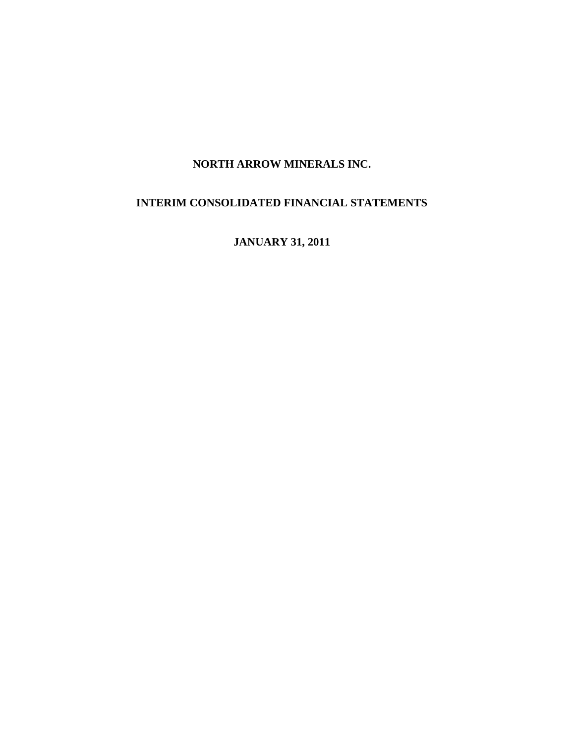# NORTH ARROW MINERALS INC.

## INTERIM CONSOLIDATED FINANCIAL STATEMENTS

### JANUARY 31, 2011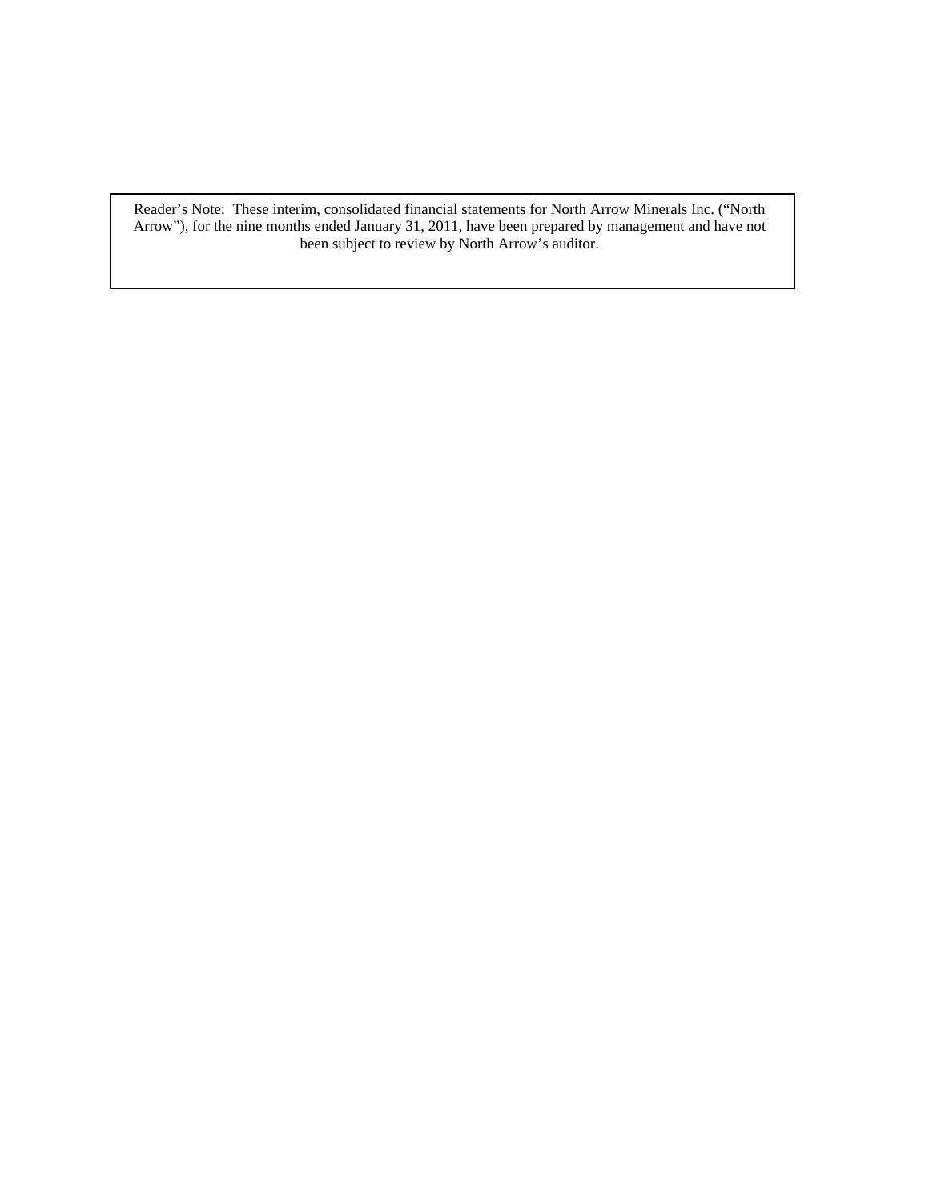Reader's Note: These interim, consolidated financial statements for North Arrow Minerals Inc. ("North Arrow"), for the nine months ended January 31, 2011, have been prepared by management and have not been subject to review by North Arrow's auditor.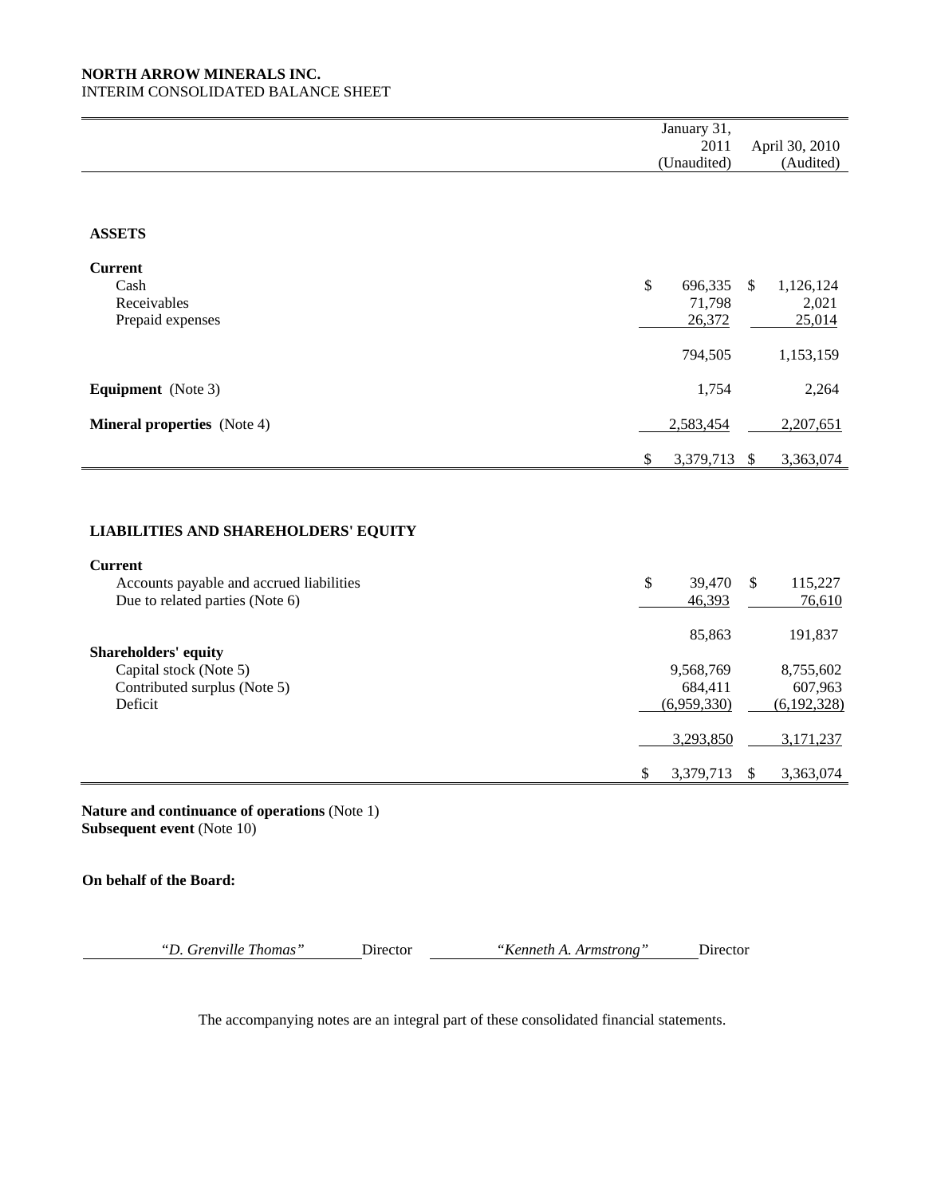**NORTH ARROW MINERALS INC.**
INTERIM CONSOLIDATED BALANCE SHEET

| | January 31, 2011 (Unaudited) | April 30, 2010 (Audited) |
|---|---|---|
| **ASSETS** | | |
| **Current** | | |
| Cash | $ 696,335 | $ 1,126,124 |
| Receivables | 71,798 | 2,021 |
| Prepaid expenses | 26,372 | 25,014 |
| | 794,505 | 1,153,159 |
| **Equipment** (Note 3) | 1,754 | 2,264 |
| **Mineral properties** (Note 4) | 2,583,454 | 2,207,651 |
| | $ 3,379,713 | $ 3,363,074 |
| **LIABILITIES AND SHAREHOLDERS' EQUITY** | | |
| **Current** | | |
| Accounts payable and accrued liabilities | $ 39,470 | $ 115,227 |
| Due to related parties (Note 6) | 46,393 | 76,610 |
| | 85,863 | 191,837 |
| **Shareholders' equity** | | |
| Capital stock (Note 5) | 9,568,769 | 8,755,602 |
| Contributed surplus (Note 5) | 684,411 | 607,963 |
| Deficit | (6,959,330) | (6,192,328) |
| | 3,293,850 | 3,171,237 |
| | $ 3,379,713 | $ 3,363,074 |

**Nature and continuance of operations** (Note 1)
**Subsequent event** (Note 10)

**On behalf of the Board:**

*"D. Grenville Thomas"* Director *"Kenneth A. Armstrong"* Director

The accompanying notes are an integral part of these consolidated financial statements.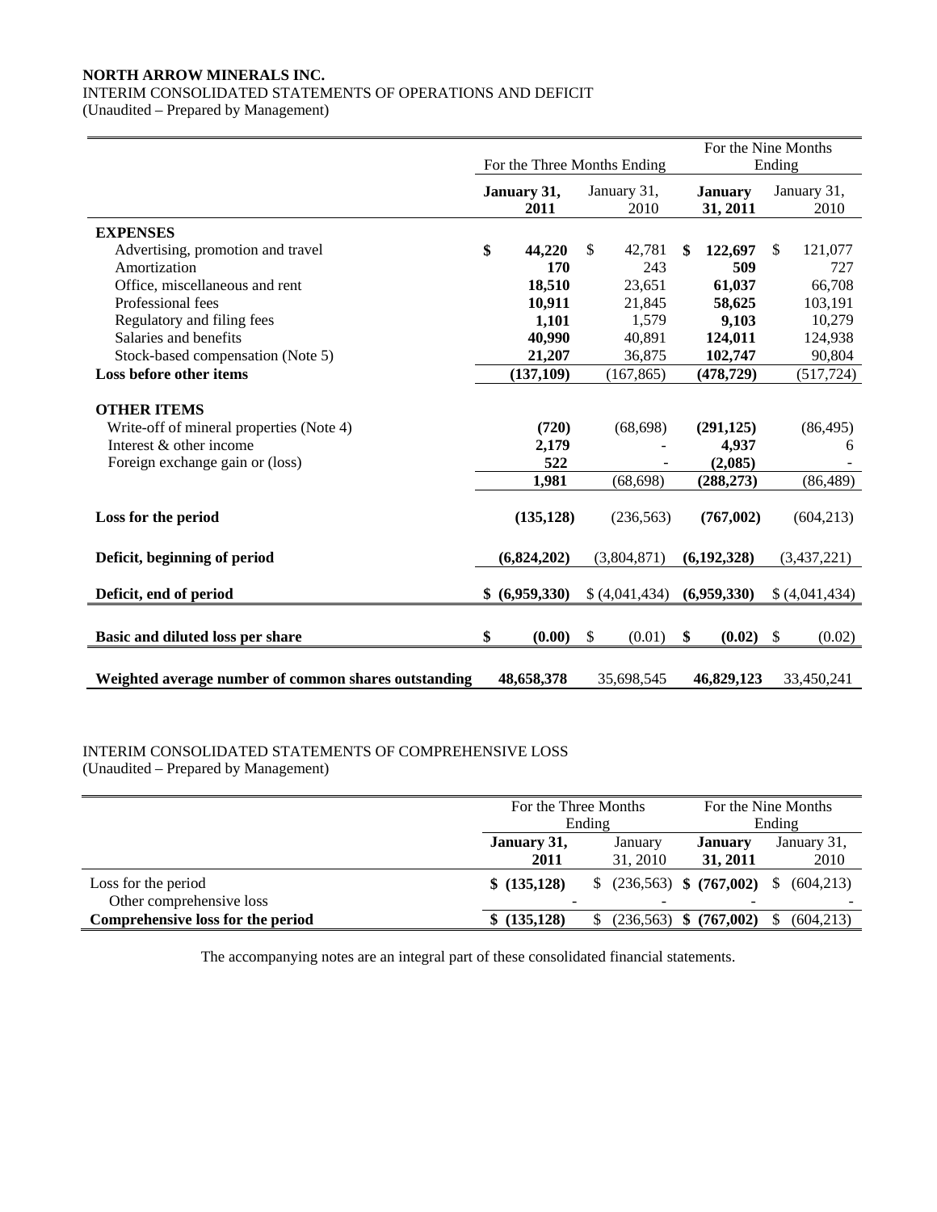**NORTH ARROW MINERALS INC.**

INTERIM CONSOLIDATED STATEMENTS OF OPERATIONS AND DEFICIT

(Unaudited – Prepared by Management)

| | For the Three Months Ending | | For the Nine Months Ending | |
|---|---|---|---|---|
| | **January 31, 2011** | January 31, 2010 | **January 31, 2011** | January 31, 2010 |
| **EXPENSES** | | | | |
| Advertising, promotion and travel | **$ 44,220** | $ 42,781 | **$ 122,697** | $ 121,077 |
| Amortization | **170** | 243 | **509** | 727 |
| Office, miscellaneous and rent | **18,510** | 23,651 | **61,037** | 66,708 |
| Professional fees | **10,911** | 21,845 | **58,625** | 103,191 |
| Regulatory and filing fees | **1,101** | 1,579 | **9,103** | 10,279 |
| Salaries and benefits | **40,990** | 40,891 | **124,011** | 124,938 |
| Stock-based compensation (Note 5) | **21,207** | 36,875 | **102,747** | 90,804 |
| **Loss before other items** | **(137,109)** | (167,865) | **(478,729)** | (517,724) |
| **OTHER ITEMS** | | | | |
| Write-off of mineral properties (Note 4) | **(720)** | (68,698) | **(291,125)** | (86,495) |
| Interest & other income | **2,179** | - | **4,937** | 6 |
| Foreign exchange gain or (loss) | **522** | - | **(2,085)** | - |
| | **1,981** | (68,698) | **(288,273)** | (86,489) |
| **Loss for the period** | **(135,128)** | (236,563) | **(767,002)** | (604,213) |
| **Deficit, beginning of period** | **(6,824,202)** | (3,804,871) | **(6,192,328)** | (3,437,221) |
| **Deficit, end of period** | **$ (6,959,330)** | $ (4,041,434) | **(6,959,330)** | $ (4,041,434) |
| **Basic and diluted loss per share** | **$ (0.00)** | $ (0.01) | **$ (0.02)** | $ (0.02) |
| **Weighted average number of common shares outstanding** | **48,658,378** | 35,698,545 | **46,829,123** | 33,450,241 |

INTERIM CONSOLIDATED STATEMENTS OF COMPREHENSIVE LOSS

(Unaudited – Prepared by Management)

| | For the Three Months Ending | | For the Nine Months Ending | |
|---|---|---|---|---|
| | **January 31, 2011** | January 31, 2010 | **January 31, 2011** | January 31, 2010 |
| Loss for the period | **$ (135,128)** | $ (236,563) | **$ (767,002)** | $ (604,213) |
| Other comprehensive loss | - | - | - | - |
| **Comprehensive loss for the period** | **$ (135,128)** | $ (236,563) | **$ (767,002)** | $ (604,213) |

The accompanying notes are an integral part of these consolidated financial statements.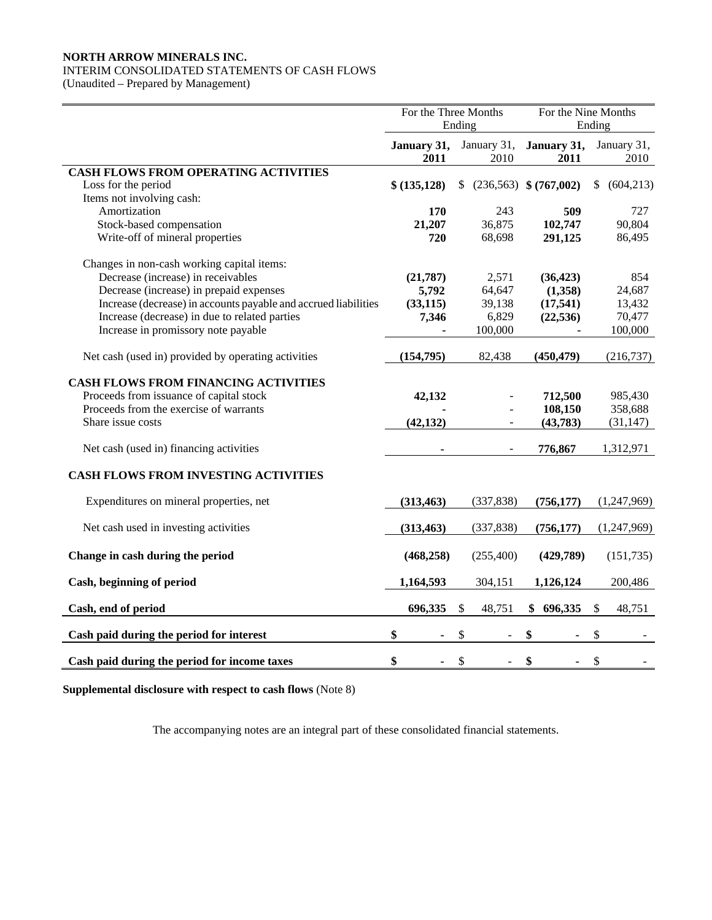**NORTH ARROW MINERALS INC.**
INTERIM CONSOLIDATED STATEMENTS OF CASH FLOWS
(Unaudited – Prepared by Management)

| | For the Three Months Ending | | For the Nine Months Ending | |
|---|---|---|---|---|
| | **January 31, 2011** | January 31, 2010 | **January 31, 2011** | January 31, 2010 |
| **CASH FLOWS FROM OPERATING ACTIVITIES** | | | | |
| Loss for the period | **$ (135,128)** | $ (236,563) | **$ (767,002)** | $ (604,213) |
| Items not involving cash: | | | | |
| Amortization | **170** | 243 | **509** | 727 |
| Stock-based compensation | **21,207** | 36,875 | **102,747** | 90,804 |
| Write-off of mineral properties | **720** | 68,698 | **291,125** | 86,495 |
| Changes in non-cash working capital items: | | | | |
| Decrease (increase) in receivables | **(21,787)** | 2,571 | **(36,423)** | 854 |
| Decrease (increase) in prepaid expenses | **5,792** | 64,647 | **(1,358)** | 24,687 |
| Increase (decrease) in accounts payable and accrued liabilities | **(33,115)** | 39,138 | **(17,541)** | 13,432 |
| Increase (decrease) in due to related parties | **7,346** | 6,829 | **(22,536)** | 70,477 |
| Increase in promissory note payable | **-** | 100,000 | **-** | 100,000 |
| Net cash (used in) provided by operating activities | **(154,795)** | 82,438 | **(450,479)** | (216,737) |
| **CASH FLOWS FROM FINANCING ACTIVITIES** | | | | |
| Proceeds from issuance of capital stock | **42,132** | - | **712,500** | 985,430 |
| Proceeds from the exercise of warrants | **-** | - | **108,150** | 358,688 |
| Share issue costs | **(42,132)** | - | **(43,783)** | (31,147) |
| Net cash (used in) financing activities | **-** | - | **776,867** | 1,312,971 |
| **CASH FLOWS FROM INVESTING ACTIVITIES** | | | | |
| Expenditures on mineral properties, net | **(313,463)** | (337,838) | **(756,177)** | (1,247,969) |
| Net cash used in investing activities | **(313,463)** | (337,838) | **(756,177)** | (1,247,969) |
| **Change in cash during the period** | **(468,258)** | (255,400) | **(429,789)** | (151,735) |
| **Cash, beginning of period** | **1,164,593** | 304,151 | **1,126,124** | 200,486 |
| **Cash, end of period** | **696,335** | $ 48,751 | **$ 696,335** | $ 48,751 |
| **Cash paid during the period for interest** | **$ -** | $ - | **$ -** | $ - |
| **Cash paid during the period for income taxes** | **$ -** | $ - | **$ -** | $ - |

**Supplemental disclosure with respect to cash flows** (Note 8)

The accompanying notes are an integral part of these consolidated financial statements.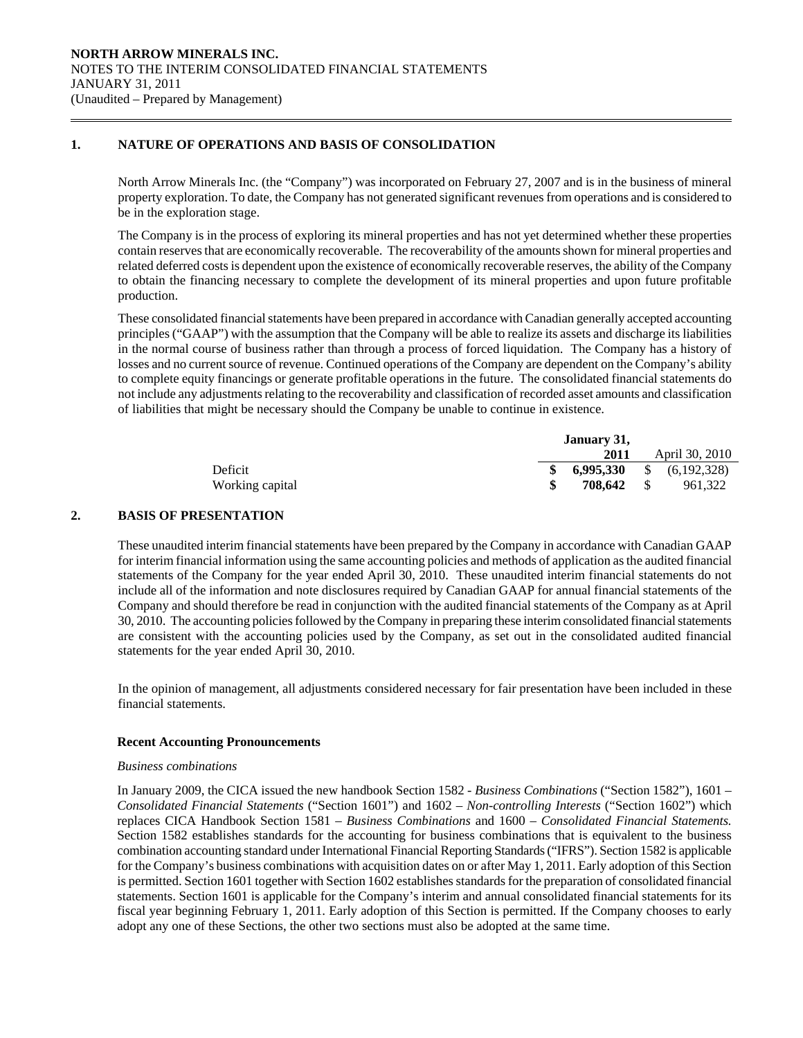NORTH ARROW MINERALS INC.
NOTES TO THE INTERIM CONSOLIDATED FINANCIAL STATEMENTS
JANUARY 31, 2011
(Unaudited – Prepared by Management)

## 1. NATURE OF OPERATIONS AND BASIS OF CONSOLIDATION

North Arrow Minerals Inc. (the "Company") was incorporated on February 27, 2007 and is in the business of mineral property exploration. To date, the Company has not generated significant revenues from operations and is considered to be in the exploration stage.

The Company is in the process of exploring its mineral properties and has not yet determined whether these properties contain reserves that are economically recoverable. The recoverability of the amounts shown for mineral properties and related deferred costs is dependent upon the existence of economically recoverable reserves, the ability of the Company to obtain the financing necessary to complete the development of its mineral properties and upon future profitable production.

These consolidated financial statements have been prepared in accordance with Canadian generally accepted accounting principles ("GAAP") with the assumption that the Company will be able to realize its assets and discharge its liabilities in the normal course of business rather than through a process of forced liquidation. The Company has a history of losses and no current source of revenue. Continued operations of the Company are dependent on the Company's ability to complete equity financings or generate profitable operations in the future. The consolidated financial statements do not include any adjustments relating to the recoverability and classification of recorded asset amounts and classification of liabilities that might be necessary should the Company be unable to continue in existence.

| | January 31, 2011 | April 30, 2010 |
|---|---|---|
| Deficit | **$ 6,995,330** | $ (6,192,328) |
| Working capital | **$ 708,642** | $ 961,322 |

## 2. BASIS OF PRESENTATION

These unaudited interim financial statements have been prepared by the Company in accordance with Canadian GAAP for interim financial information using the same accounting policies and methods of application as the audited financial statements of the Company for the year ended April 30, 2010. These unaudited interim financial statements do not include all of the information and note disclosures required by Canadian GAAP for annual financial statements of the Company and should therefore be read in conjunction with the audited financial statements of the Company as at April 30, 2010. The accounting policies followed by the Company in preparing these interim consolidated financial statements are consistent with the accounting policies used by the Company, as set out in the consolidated audited financial statements for the year ended April 30, 2010.

In the opinion of management, all adjustments considered necessary for fair presentation have been included in these financial statements.

### Recent Accounting Pronouncements

*Business combinations*

In January 2009, the CICA issued the new handbook Section 1582 - *Business Combinations* ("Section 1582"), 1601 – *Consolidated Financial Statements* ("Section 1601") and 1602 – *Non-controlling Interests* ("Section 1602") which replaces CICA Handbook Section 1581 – *Business Combinations* and 1600 – *Consolidated Financial Statements.* Section 1582 establishes standards for the accounting for business combinations that is equivalent to the business combination accounting standard under International Financial Reporting Standards ("IFRS"). Section 1582 is applicable for the Company's business combinations with acquisition dates on or after May 1, 2011. Early adoption of this Section is permitted. Section 1601 together with Section 1602 establishes standards for the preparation of consolidated financial statements. Section 1601 is applicable for the Company's interim and annual consolidated financial statements for its fiscal year beginning February 1, 2011. Early adoption of this Section is permitted. If the Company chooses to early adopt any one of these Sections, the other two sections must also be adopted at the same time.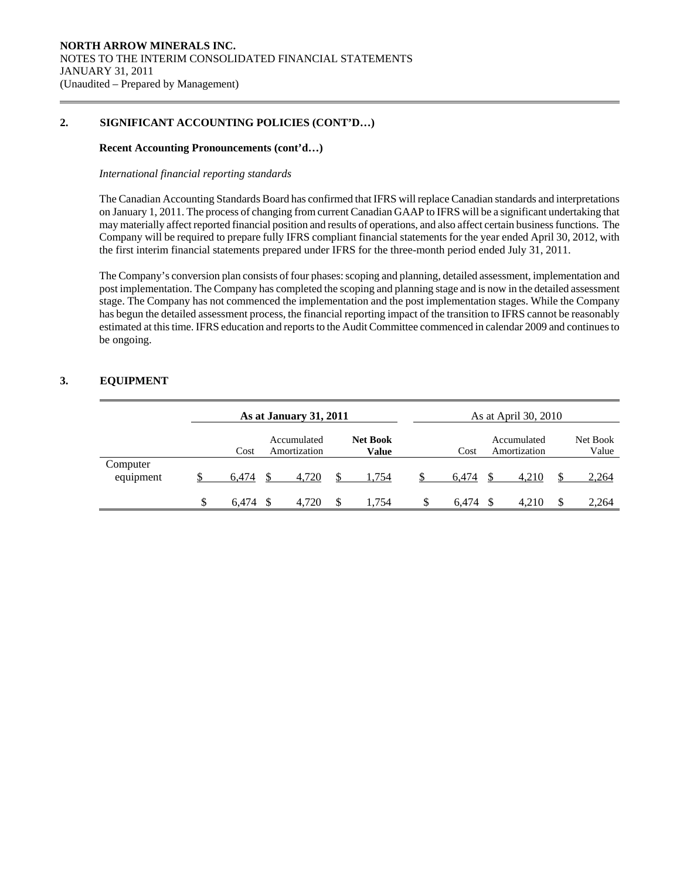## 2. SIGNIFICANT ACCOUNTING POLICIES (CONT'D…)

**Recent Accounting Pronouncements (cont'd…)**

*International financial reporting standards*

The Canadian Accounting Standards Board has confirmed that IFRS will replace Canadian standards and interpretations on January 1, 2011. The process of changing from current Canadian GAAP to IFRS will be a significant undertaking that may materially affect reported financial position and results of operations, and also affect certain business functions. The Company will be required to prepare fully IFRS compliant financial statements for the year ended April 30, 2012, with the first interim financial statements prepared under IFRS for the three-month period ended July 31, 2011.

The Company's conversion plan consists of four phases: scoping and planning, detailed assessment, implementation and post implementation. The Company has completed the scoping and planning stage and is now in the detailed assessment stage. The Company has not commenced the implementation and the post implementation stages. While the Company has begun the detailed assessment process, the financial reporting impact of the transition to IFRS cannot be reasonably estimated at this time. IFRS education and reports to the Audit Committee commenced in calendar 2009 and continues to be ongoing.

## 3. EQUIPMENT

| | **As at January 31, 2011** | | | As at April 30, 2010 | | |
|---|---|---|---|---|---|---|
| | Cost | Accumulated Amortization | **Net Book Value** | Cost | Accumulated Amortization | Net Book Value |
| Computer equipment | $ 6,474 | $ 4,720 | $ 1,754 | $ 6,474 | $ 4,210 | $ 2,264 |
| | $ 6,474 | $ 4,720 | $ 1,754 | $ 6,474 | $ 4,210 | $ 2,264 |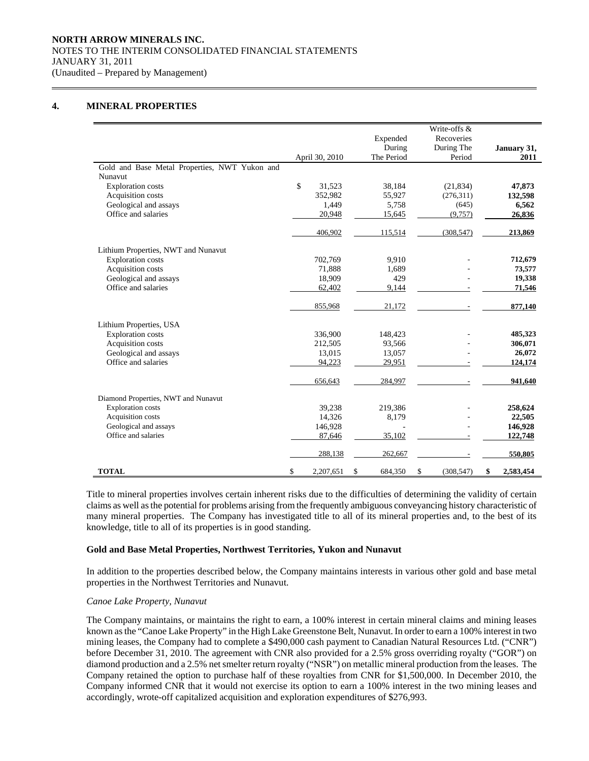## 4. MINERAL PROPERTIES

| | April 30, 2010 | Expended During The Period | Write-offs & Recoveries During The Period | January 31, 2011 |
|---|---|---|---|---|
| Gold and Base Metal Properties, NWT Yukon and Nunavut | | | | |
| Exploration costs | $ 31,523 | 38,184 | (21,834) | **47,873** |
| Acquisition costs | 352,982 | 55,927 | (276,311) | **132,598** |
| Geological and assays | 1,449 | 5,758 | (645) | **6,562** |
| Office and salaries | 20,948 | 15,645 | (9,757) | **26,836** |
| | 406,902 | 115,514 | (308,547) | **213,869** |
| Lithium Properties, NWT and Nunavut | | | | |
| Exploration costs | 702,769 | 9,910 | - | **712,679** |
| Acquisition costs | 71,888 | 1,689 | - | **73,577** |
| Geological and assays | 18,909 | 429 | - | **19,338** |
| Office and salaries | 62,402 | 9,144 | - | **71,546** |
| | 855,968 | 21,172 | - | **877,140** |
| Lithium Properties, USA | | | | |
| Exploration costs | 336,900 | 148,423 | - | **485,323** |
| Acquisition costs | 212,505 | 93,566 | - | **306,071** |
| Geological and assays | 13,015 | 13,057 | - | **26,072** |
| Office and salaries | 94,223 | 29,951 | - | **124,174** |
| | 656,643 | 284,997 | - | **941,640** |
| Diamond Properties, NWT and Nunavut | | | | |
| Exploration costs | 39,238 | 219,386 | - | **258,624** |
| Acquisition costs | 14,326 | 8,179 | - | **22,505** |
| Geological and assays | 146,928 | - | - | **146,928** |
| Office and salaries | 87,646 | 35,102 | - | **122,748** |
| | 288,138 | 262,667 | - | **550,805** |
| **TOTAL** | $ 2,207,651 | $ 684,350 | $ (308,547) | **$ 2,583,454** |

Title to mineral properties involves certain inherent risks due to the difficulties of determining the validity of certain claims as well as the potential for problems arising from the frequently ambiguous conveyancing history characteristic of many mineral properties. The Company has investigated title to all of its mineral properties and, to the best of its knowledge, title to all of its properties is in good standing.

### Gold and Base Metal Properties, Northwest Territories, Yukon and Nunavut

In addition to the properties described below, the Company maintains interests in various other gold and base metal properties in the Northwest Territories and Nunavut.

*Canoe Lake Property, Nunavut*

The Company maintains, or maintains the right to earn, a 100% interest in certain mineral claims and mining leases known as the "Canoe Lake Property" in the High Lake Greenstone Belt, Nunavut. In order to earn a 100% interest in two mining leases, the Company had to complete a $490,000 cash payment to Canadian Natural Resources Ltd. ("CNR") before December 31, 2010. The agreement with CNR also provided for a 2.5% gross overriding royalty ("GOR") on diamond production and a 2.5% net smelter return royalty ("NSR") on metallic mineral production from the leases. The Company retained the option to purchase half of these royalties from CNR for $1,500,000. In December 2010, the Company informed CNR that it would not exercise its option to earn a 100% interest in the two mining leases and accordingly, wrote-off capitalized acquisition and exploration expenditures of $276,993.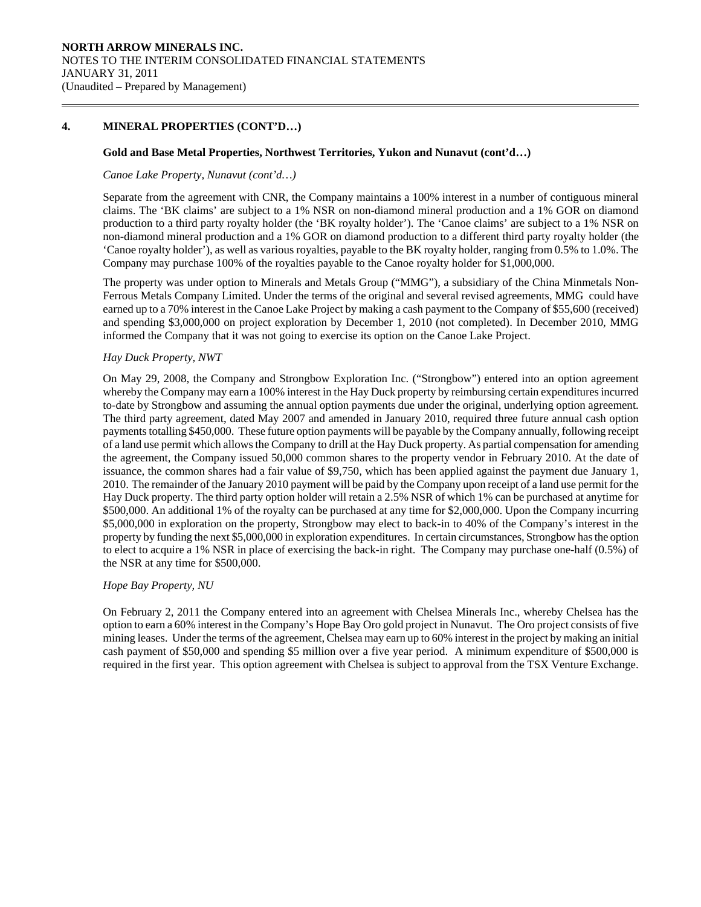## 4. MINERAL PROPERTIES (CONT'D…)

### Gold and Base Metal Properties, Northwest Territories, Yukon and Nunavut (cont'd…)

*Canoe Lake Property, Nunavut (cont'd…)*

Separate from the agreement with CNR, the Company maintains a 100% interest in a number of contiguous mineral claims. The 'BK claims' are subject to a 1% NSR on non-diamond mineral production and a 1% GOR on diamond production to a third party royalty holder (the 'BK royalty holder'). The 'Canoe claims' are subject to a 1% NSR on non-diamond mineral production and a 1% GOR on diamond production to a different third party royalty holder (the 'Canoe royalty holder'), as well as various royalties, payable to the BK royalty holder, ranging from 0.5% to 1.0%. The Company may purchase 100% of the royalties payable to the Canoe royalty holder for $1,000,000.

The property was under option to Minerals and Metals Group ("MMG"), a subsidiary of the China Minmetals Non-Ferrous Metals Company Limited. Under the terms of the original and several revised agreements, MMG could have earned up to a 70% interest in the Canoe Lake Project by making a cash payment to the Company of $55,600 (received) and spending $3,000,000 on project exploration by December 1, 2010 (not completed). In December 2010, MMG informed the Company that it was not going to exercise its option on the Canoe Lake Project.

*Hay Duck Property, NWT*

On May 29, 2008, the Company and Strongbow Exploration Inc. ("Strongbow") entered into an option agreement whereby the Company may earn a 100% interest in the Hay Duck property by reimbursing certain expenditures incurred to-date by Strongbow and assuming the annual option payments due under the original, underlying option agreement. The third party agreement, dated May 2007 and amended in January 2010, required three future annual cash option payments totalling $450,000. These future option payments will be payable by the Company annually, following receipt of a land use permit which allows the Company to drill at the Hay Duck property. As partial compensation for amending the agreement, the Company issued 50,000 common shares to the property vendor in February 2010. At the date of issuance, the common shares had a fair value of $9,750, which has been applied against the payment due January 1, 2010. The remainder of the January 2010 payment will be paid by the Company upon receipt of a land use permit for the Hay Duck property. The third party option holder will retain a 2.5% NSR of which 1% can be purchased at anytime for $500,000. An additional 1% of the royalty can be purchased at any time for $2,000,000. Upon the Company incurring $5,000,000 in exploration on the property, Strongbow may elect to back-in to 40% of the Company's interest in the property by funding the next $5,000,000 in exploration expenditures. In certain circumstances, Strongbow has the option to elect to acquire a 1% NSR in place of exercising the back-in right. The Company may purchase one-half (0.5%) of the NSR at any time for $500,000.

*Hope Bay Property, NU*

On February 2, 2011 the Company entered into an agreement with Chelsea Minerals Inc., whereby Chelsea has the option to earn a 60% interest in the Company's Hope Bay Oro gold project in Nunavut. The Oro project consists of five mining leases. Under the terms of the agreement, Chelsea may earn up to 60% interest in the project by making an initial cash payment of $50,000 and spending $5 million over a five year period. A minimum expenditure of $500,000 is required in the first year. This option agreement with Chelsea is subject to approval from the TSX Venture Exchange.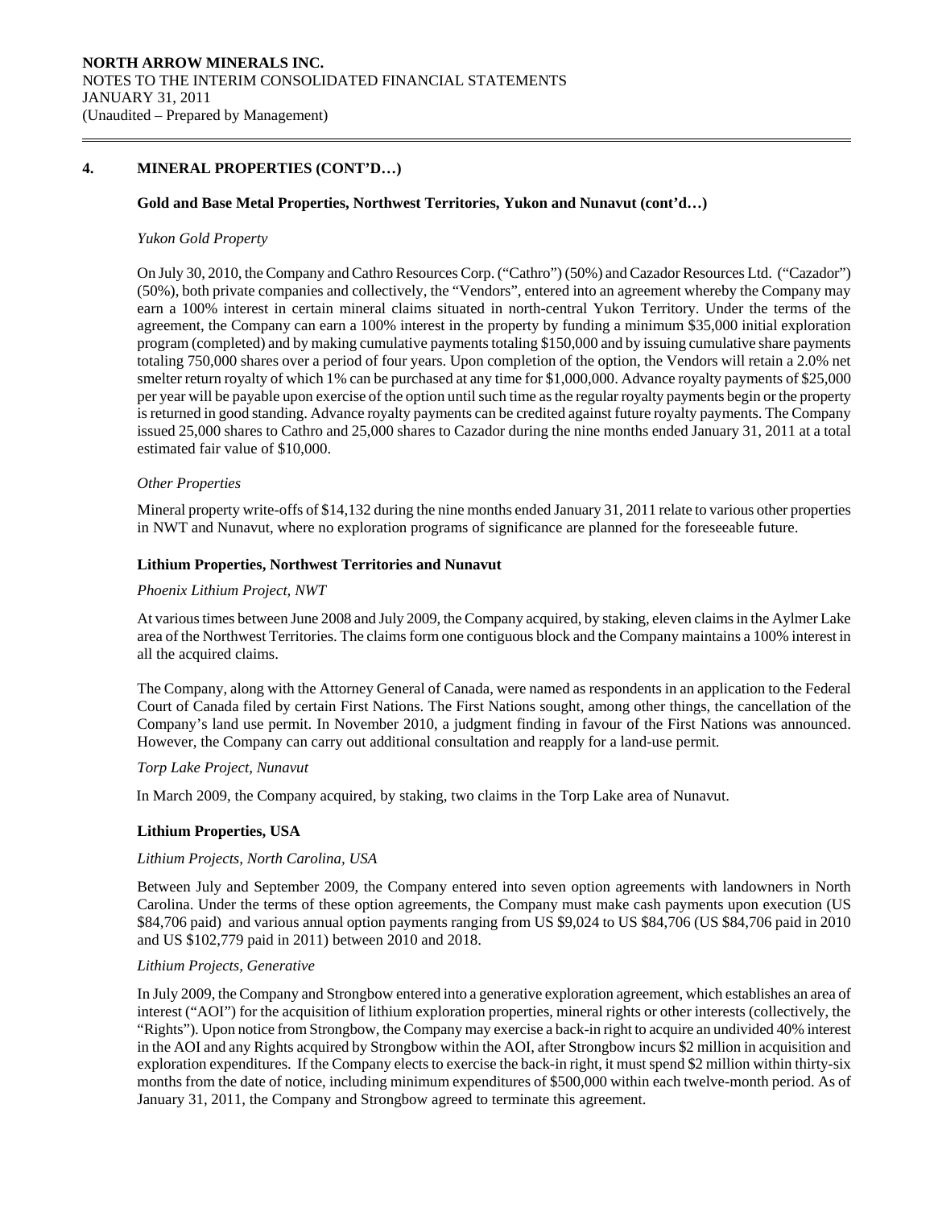## 4. MINERAL PROPERTIES (CONT'D…)

### Gold and Base Metal Properties, Northwest Territories, Yukon and Nunavut (cont'd…)

*Yukon Gold Property*

On July 30, 2010, the Company and Cathro Resources Corp. ("Cathro") (50%) and Cazador Resources Ltd. ("Cazador") (50%), both private companies and collectively, the "Vendors", entered into an agreement whereby the Company may earn a 100% interest in certain mineral claims situated in north-central Yukon Territory. Under the terms of the agreement, the Company can earn a 100% interest in the property by funding a minimum $35,000 initial exploration program (completed) and by making cumulative payments totaling $150,000 and by issuing cumulative share payments totaling 750,000 shares over a period of four years. Upon completion of the option, the Vendors will retain a 2.0% net smelter return royalty of which 1% can be purchased at any time for $1,000,000. Advance royalty payments of $25,000 per year will be payable upon exercise of the option until such time as the regular royalty payments begin or the property is returned in good standing. Advance royalty payments can be credited against future royalty payments. The Company issued 25,000 shares to Cathro and 25,000 shares to Cazador during the nine months ended January 31, 2011 at a total estimated fair value of $10,000.

*Other Properties*

Mineral property write-offs of $14,132 during the nine months ended January 31, 2011 relate to various other properties in NWT and Nunavut, where no exploration programs of significance are planned for the foreseeable future.

### Lithium Properties, Northwest Territories and Nunavut

*Phoenix Lithium Project, NWT*

At various times between June 2008 and July 2009, the Company acquired, by staking, eleven claims in the Aylmer Lake area of the Northwest Territories. The claims form one contiguous block and the Company maintains a 100% interest in all the acquired claims.

The Company, along with the Attorney General of Canada, were named as respondents in an application to the Federal Court of Canada filed by certain First Nations. The First Nations sought, among other things, the cancellation of the Company's land use permit. In November 2010, a judgment finding in favour of the First Nations was announced. However, the Company can carry out additional consultation and reapply for a land-use permit.

*Torp Lake Project, Nunavut*

In March 2009, the Company acquired, by staking, two claims in the Torp Lake area of Nunavut.

### Lithium Properties, USA

*Lithium Projects, North Carolina, USA*

Between July and September 2009, the Company entered into seven option agreements with landowners in North Carolina. Under the terms of these option agreements, the Company must make cash payments upon execution (US $84,706 paid) and various annual option payments ranging from US $9,024 to US $84,706 (US $84,706 paid in 2010 and US $102,779 paid in 2011) between 2010 and 2018.

*Lithium Projects, Generative*

In July 2009, the Company and Strongbow entered into a generative exploration agreement, which establishes an area of interest ("AOI") for the acquisition of lithium exploration properties, mineral rights or other interests (collectively, the "Rights"). Upon notice from Strongbow, the Company may exercise a back-in right to acquire an undivided 40% interest in the AOI and any Rights acquired by Strongbow within the AOI, after Strongbow incurs $2 million in acquisition and exploration expenditures. If the Company elects to exercise the back-in right, it must spend $2 million within thirty-six months from the date of notice, including minimum expenditures of $500,000 within each twelve-month period. As of January 31, 2011, the Company and Strongbow agreed to terminate this agreement.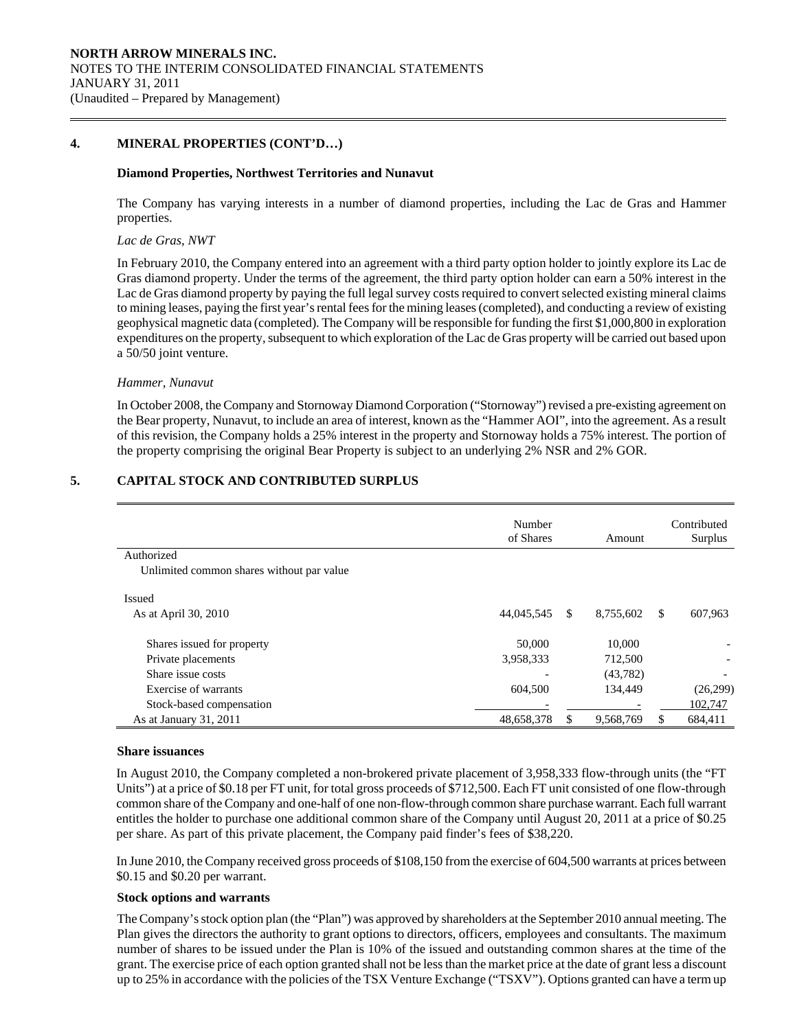## 4. MINERAL PROPERTIES (CONT'D…)

### Diamond Properties, Northwest Territories and Nunavut

The Company has varying interests in a number of diamond properties, including the Lac de Gras and Hammer properties.

*Lac de Gras, NWT*

In February 2010, the Company entered into an agreement with a third party option holder to jointly explore its Lac de Gras diamond property. Under the terms of the agreement, the third party option holder can earn a 50% interest in the Lac de Gras diamond property by paying the full legal survey costs required to convert selected existing mineral claims to mining leases, paying the first year's rental fees for the mining leases (completed), and conducting a review of existing geophysical magnetic data (completed). The Company will be responsible for funding the first $1,000,800 in exploration expenditures on the property, subsequent to which exploration of the Lac de Gras property will be carried out based upon a 50/50 joint venture.

*Hammer, Nunavut*

In October 2008, the Company and Stornoway Diamond Corporation ("Stornoway") revised a pre-existing agreement on the Bear property, Nunavut, to include an area of interest, known as the "Hammer AOI", into the agreement. As a result of this revision, the Company holds a 25% interest in the property and Stornoway holds a 75% interest. The portion of the property comprising the original Bear Property is subject to an underlying 2% NSR and 2% GOR.

## 5. CAPITAL STOCK AND CONTRIBUTED SURPLUS

| | Number of Shares | Amount | Contributed Surplus |
|---|---|---|---|
| Authorized | | | |
| Unlimited common shares without par value | | | |
| Issued | | | |
| As at April 30, 2010 | 44,045,545 | $ 8,755,602 | $ 607,963 |
| Shares issued for property | 50,000 | 10,000 | - |
| Private placements | 3,958,333 | 712,500 | - |
| Share issue costs | - | (43,782) | - |
| Exercise of warrants | 604,500 | 134,449 | (26,299) |
| Stock-based compensation | - | - | 102,747 |
| As at January 31, 2011 | 48,658,378 | $ 9,568,769 | $ 684,411 |

### Share issuances

In August 2010, the Company completed a non-brokered private placement of 3,958,333 flow-through units (the "FT Units") at a price of $0.18 per FT unit, for total gross proceeds of $712,500. Each FT unit consisted of one flow-through common share of the Company and one-half of one non-flow-through common share purchase warrant. Each full warrant entitles the holder to purchase one additional common share of the Company until August 20, 2011 at a price of $0.25 per share. As part of this private placement, the Company paid finder's fees of $38,220.

In June 2010, the Company received gross proceeds of $108,150 from the exercise of 604,500 warrants at prices between $0.15 and $0.20 per warrant.

### Stock options and warrants

The Company's stock option plan (the "Plan") was approved by shareholders at the September 2010 annual meeting. The Plan gives the directors the authority to grant options to directors, officers, employees and consultants. The maximum number of shares to be issued under the Plan is 10% of the issued and outstanding common shares at the time of the grant. The exercise price of each option granted shall not be less than the market price at the date of grant less a discount up to 25% in accordance with the policies of the TSX Venture Exchange ("TSXV"). Options granted can have a term up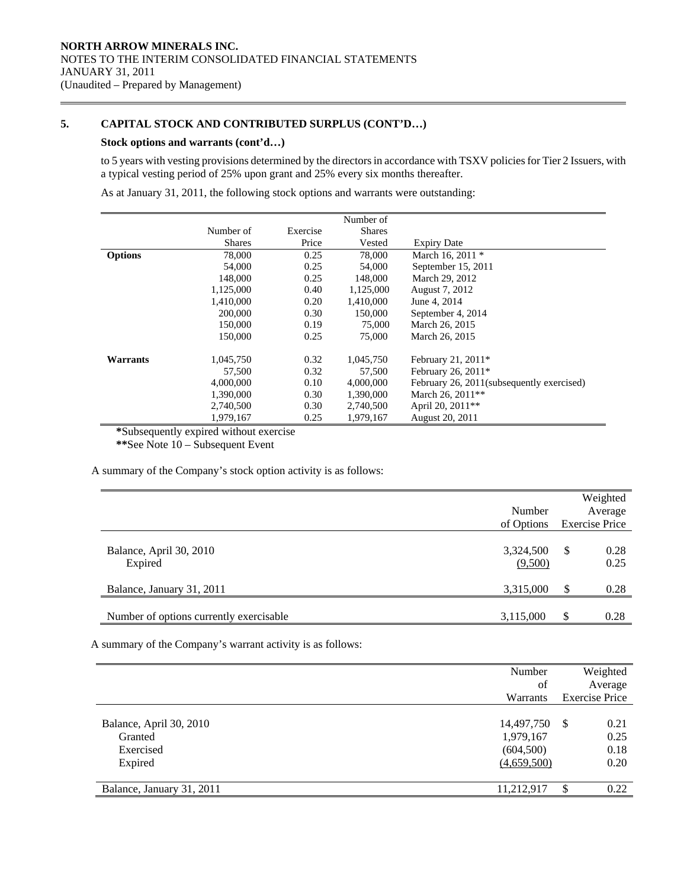## 5. CAPITAL STOCK AND CONTRIBUTED SURPLUS (CONT'D…)

### Stock options and warrants (cont'd…)

to 5 years with vesting provisions determined by the directors in accordance with TSXV policies for Tier 2 Issuers, with a typical vesting period of 25% upon grant and 25% every six months thereafter.

As at January 31, 2011, the following stock options and warrants were outstanding:

| | Number of Shares | Exercise Price | Number of Shares Vested | Expiry Date |
|---|---|---|---|---|
| **Options** | 78,000 | 0.25 | 78,000 | March 16, 2011 * |
| | 54,000 | 0.25 | 54,000 | September 15, 2011 |
| | 148,000 | 0.25 | 148,000 | March 29, 2012 |
| | 1,125,000 | 0.40 | 1,125,000 | August 7, 2012 |
| | 1,410,000 | 0.20 | 1,410,000 | June 4, 2014 |
| | 200,000 | 0.30 | 150,000 | September 4, 2014 |
| | 150,000 | 0.19 | 75,000 | March 26, 2015 |
| | 150,000 | 0.25 | 75,000 | March 26, 2015 |
| **Warrants** | 1,045,750 | 0.32 | 1,045,750 | February 21, 2011* |
| | 57,500 | 0.32 | 57,500 | February 26, 2011* |
| | 4,000,000 | 0.10 | 4,000,000 | February 26, 2011(subsequently exercised) |
| | 1,390,000 | 0.30 | 1,390,000 | March 26, 2011** |
| | 2,740,500 | 0.30 | 2,740,500 | April 20, 2011** |
| | 1,979,167 | 0.25 | 1,979,167 | August 20, 2011 |

*Subsequently expired without exercise

**See Note 10 – Subsequent Event

A summary of the Company's stock option activity is as follows:

| | Number of Options | Weighted Average Exercise Price |
|---|---|---|
| Balance, April 30, 2010 | 3,324,500 | $ 0.28 |
| Expired | (9,500) | 0.25 |
| Balance, January 31, 2011 | 3,315,000 | $ 0.28 |
| Number of options currently exercisable | 3,115,000 | $ 0.28 |

A summary of the Company's warrant activity is as follows:

| | Number of Warrants | Weighted Average Exercise Price |
|---|---|---|
| Balance, April 30, 2010 | 14,497,750 | $ 0.21 |
| Granted | 1,979,167 | 0.25 |
| Exercised | (604,500) | 0.18 |
| Expired | (4,659,500) | 0.20 |
| Balance, January 31, 2011 | 11,212,917 | $ 0.22 |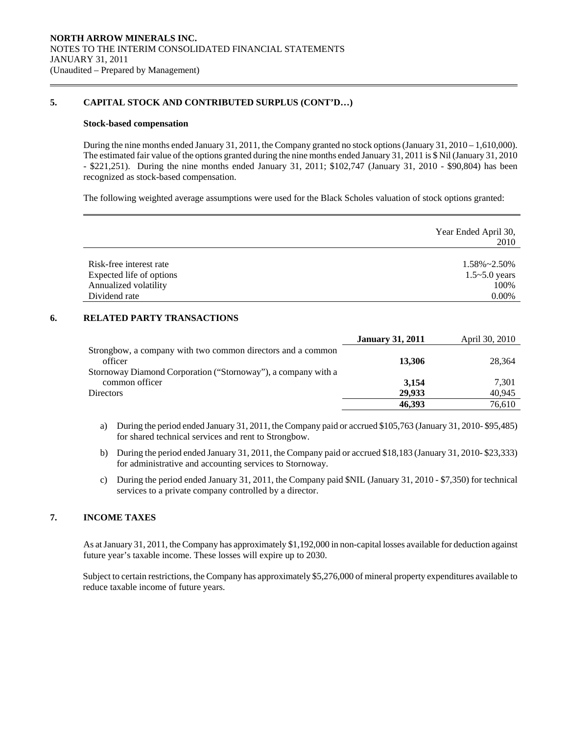## 5. CAPITAL STOCK AND CONTRIBUTED SURPLUS (CONT'D…)

### Stock-based compensation

During the nine months ended January 31, 2011, the Company granted no stock options (January 31, 2010 – 1,610,000). The estimated fair value of the options granted during the nine months ended January 31, 2011 is $ Nil (January 31, 2010 - $221,251). During the nine months ended January 31, 2011; $102,747 (January 31, 2010 - $90,804) has been recognized as stock-based compensation.

The following weighted average assumptions were used for the Black Scholes valuation of stock options granted:

| | Year Ended April 30, 2010 |
|---|---|
| Risk-free interest rate | 1.58%~2.50% |
| Expected life of options | 1.5~5.0 years |
| Annualized volatility | 100% |
| Dividend rate | 0.00% |

## 6. RELATED PARTY TRANSACTIONS

| | **January 31, 2011** | April 30, 2010 |
|---|---|---|
| Strongbow, a company with two common directors and a common officer | **13,306** | 28,364 |
| Stornoway Diamond Corporation ("Stornoway"), a company with a common officer | **3,154** | 7,301 |
| Directors | **29,933** | 40,945 |
| | **46,393** | 76,610 |

a) During the period ended January 31, 2011, the Company paid or accrued $105,763 (January 31, 2010- $95,485) for shared technical services and rent to Strongbow.

b) During the period ended January 31, 2011, the Company paid or accrued $18,183 (January 31, 2010- $23,333) for administrative and accounting services to Stornoway.

c) During the period ended January 31, 2011, the Company paid $NIL (January 31, 2010 - $7,350) for technical services to a private company controlled by a director.

## 7. INCOME TAXES

As at January 31, 2011, the Company has approximately $1,192,000 in non-capital losses available for deduction against future year's taxable income. These losses will expire up to 2030.

Subject to certain restrictions, the Company has approximately $5,276,000 of mineral property expenditures available to reduce taxable income of future years.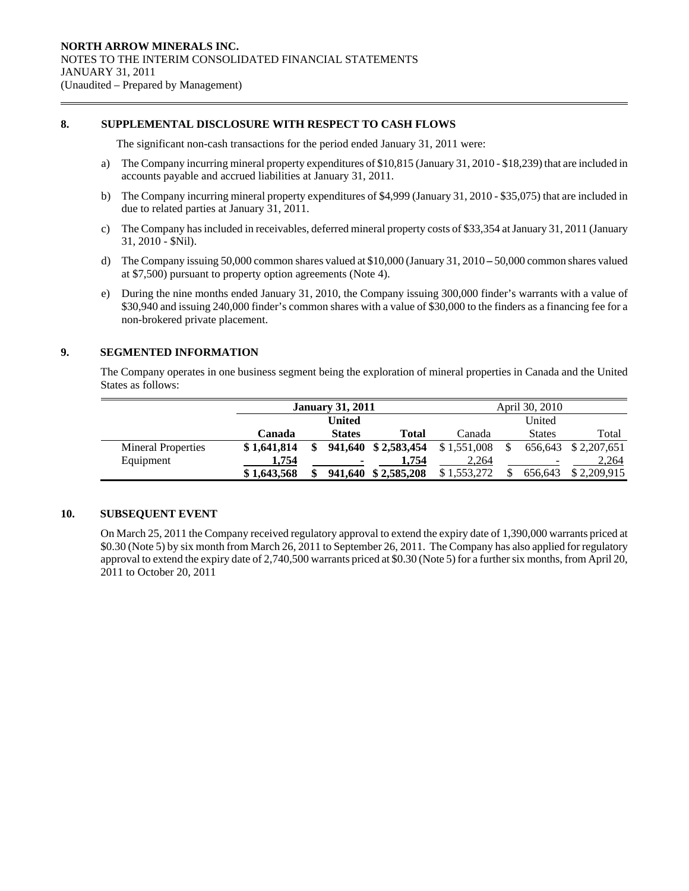## 8. SUPPLEMENTAL DISCLOSURE WITH RESPECT TO CASH FLOWS

The significant non-cash transactions for the period ended January 31, 2011 were:

a) The Company incurring mineral property expenditures of $10,815 (January 31, 2010 - $18,239) that are included in accounts payable and accrued liabilities at January 31, 2011.

b) The Company incurring mineral property expenditures of $4,999 (January 31, 2010 - $35,075) that are included in due to related parties at January 31, 2011.

c) The Company has included in receivables, deferred mineral property costs of $33,354 at January 31, 2011 (January 31, 2010 - $Nil).

d) The Company issuing 50,000 common shares valued at $10,000 (January 31, 2010 – 50,000 common shares valued at $7,500) pursuant to property option agreements (Note 4).

e) During the nine months ended January 31, 2010, the Company issuing 300,000 finder's warrants with a value of $30,940 and issuing 240,000 finder's common shares with a value of $30,000 to the finders as a financing fee for a non-brokered private placement.

## 9. SEGMENTED INFORMATION

The Company operates in one business segment being the exploration of mineral properties in Canada and the United States as follows:

| | **January 31, 2011** | | | April 30, 2010 | | |
|---|---|---|---|---|---|---|
| | **Canada** | **United States** | **Total** | Canada | United States | Total |
| Mineral Properties | **$ 1,641,814** | **$ 941,640** | **$ 2,583,454** | $ 1,551,008 | $ 656,643 | $ 2,207,651 |
| Equipment | **1,754** | **-** | **1,754** | 2,264 | - | 2,264 |
| | **$ 1,643,568** | **$ 941,640** | **$ 2,585,208** | $ 1,553,272 | $ 656,643 | $ 2,209,915 |

## 10. SUBSEQUENT EVENT

On March 25, 2011 the Company received regulatory approval to extend the expiry date of 1,390,000 warrants priced at $0.30 (Note 5) by six month from March 26, 2011 to September 26, 2011. The Company has also applied for regulatory approval to extend the expiry date of 2,740,500 warrants priced at $0.30 (Note 5) for a further six months, from April 20, 2011 to October 20, 2011